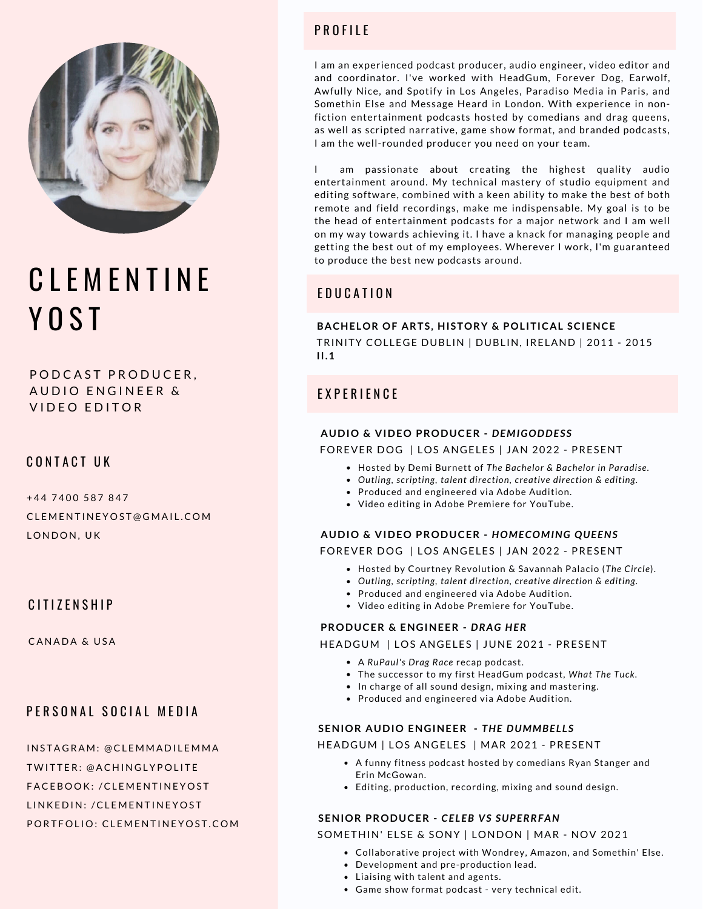# CLEMENTINE YOST

PODCAST PRODUCER, AUDIO ENGINEER & VIDEO EDITOR

## CONTACT UK

+44 7400 587 847

CLEMENTINEYOST@GMAIL.COM

LONDON, UK

## CITIZENSHIP

CANADA & USA

## PERSONAL SOCIAL MEDIA

INSTAGRAM: @CLEMMADILEMMA

TWITTER: @ACHINGLYPOLITE

FACEBOOK: /CLEMENTINEYOST

LINKEDIN: /CLEMENTINEYOST

PORTFOLIO: CLEMENTINEYOST.COM

## PROFILE

I am an experienced podcast producer, audio engineer, video editor and and coordinator. I've worked with HeadGum, Forever Dog, Earwolf, Awfully Nice, and Spotify in Los Angeles, Paradiso Media in Paris, and Somethin Else and Message Heard in London. With experience in non-fiction entertainment podcasts hosted by comedians and drag queens, as well as scripted narrative, game show format, and branded podcasts, I am the well-rounded producer you need on your team.

I am passionate about creating the highest quality audio entertainment around. My technical mastery of studio equipment and editing software, combined with a keen ability to make the best of both remote and field recordings, make me indispensable. My goal is to be the head of entertainment podcasts for a major network and I am well on my way towards achieving it. I have a knack for managing people and getting the best out of my employees. Wherever I work, I'm guaranteed to produce the best new podcasts around.

## EDUCATION

**BACHELOR OF ARTS, HISTORY & POLITICAL SCIENCE**

TRINITY COLLEGE DUBLIN | DUBLIN, IRELAND | 2011 - 2015

**II.1**

## EXPERIENCE

**AUDIO & VIDEO PRODUCER - *DEMIGODDESS***

FOREVER DOG | LOS ANGELES | JAN 2022 - PRESENT

- Hosted by Demi Burnett of *The Bachelor & Bachelor in Paradise.*
- *Outling, scripting, talent direction, creative direction & editing.*
- Produced and engineered via Adobe Audition.
- Video editing in Adobe Premiere for YouTube.

**AUDIO & VIDEO PRODUCER - *HOMECOMING QUEENS***

FOREVER DOG | LOS ANGELES | JAN 2022 - PRESENT

- Hosted by Courtney Revolution & Savannah Palacio (*The Circle*).
- *Outling, scripting, talent direction, creative direction & editing.*
- Produced and engineered via Adobe Audition.
- Video editing in Adobe Premiere for YouTube.

**PRODUCER & ENGINEER - *DRAG HER***

HEADGUM | LOS ANGELES | JUNE 2021 - PRESENT

- A *RuPaul's Drag Race* recap podcast.
- The successor to my first HeadGum podcast, *What The Tuck*.
- In charge of all sound design, mixing and mastering.
- Produced and engineered via Adobe Audition.

**SENIOR AUDIO ENGINEER - *THE DUMMBELLS***

HEADGUM | LOS ANGELES | MAR 2021 - PRESENT

- A funny fitness podcast hosted by comedians Ryan Stanger and Erin McGowan.
- Editing, production, recording, mixing and sound design.

**SENIOR PRODUCER - *CELEB VS SUPERRFAN***

SOMETHIN' ELSE & SONY | LONDON | MAR - NOV 2021

- Collaborative project with Wondrey, Amazon, and Somethin' Else.
- Development and pre-production lead.
- Liaising with talent and agents.
- Game show format podcast - very technical edit.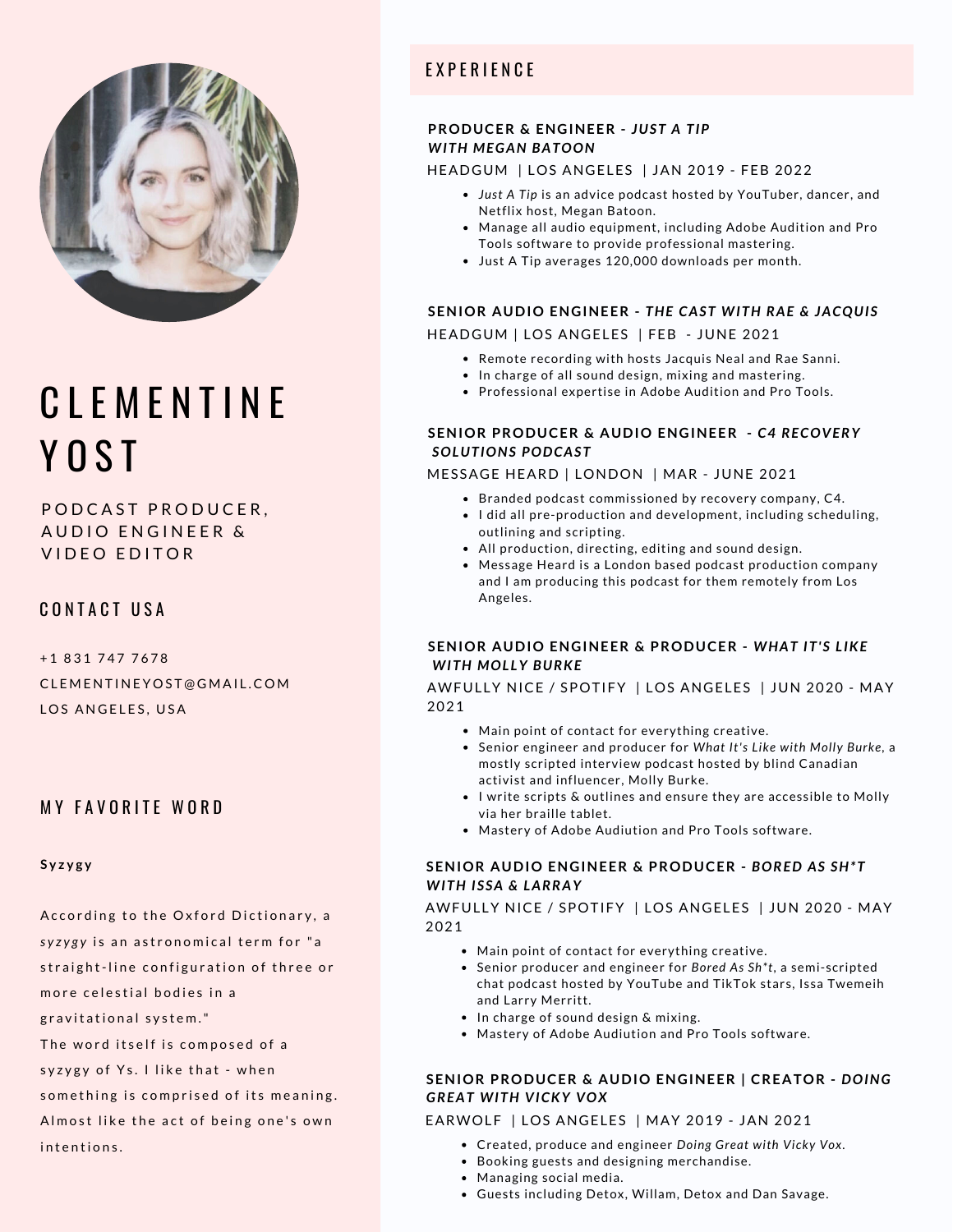# CLEMENTINE YOST

PODCAST PRODUCER, AUDIO ENGINEER & VIDEO EDITOR

## CONTACT USA

+1 831 747 7678

CLEMENTINEYOST@GMAIL.COM

LOS ANGELES, USA

## MY FAVORITE WORD

**Syzygy**

According to the Oxford Dictionary, a *syzygy* is an astronomical term for "a straight-line configuration of three or more celestial bodies in a gravitational system."
The word itself is composed of a syzygy of Ys. I like that - when something is comprised of its meaning. Almost like the act of being one's own intentions.

## EXPERIENCE

### PRODUCER & ENGINEER - *JUST A TIP WITH MEGAN BATOON*

HEADGUM | LOS ANGELES | JAN 2019 - FEB 2022

- *Just A Tip* is an advice podcast hosted by YouTuber, dancer, and Netflix host, Megan Batoon.
- Manage all audio equipment, including Adobe Audition and Pro Tools software to provide professional mastering.
- Just A Tip averages 120,000 downloads per month.

### SENIOR AUDIO ENGINEER - *THE CAST WITH RAE & JACQUIS*

HEADGUM | LOS ANGELES | FEB - JUNE 2021

- Remote recording with hosts Jacquis Neal and Rae Sanni.
- In charge of all sound design, mixing and mastering.
- Professional expertise in Adobe Audition and Pro Tools.

### SENIOR PRODUCER & AUDIO ENGINEER - *C4 RECOVERY SOLUTIONS PODCAST*

MESSAGE HEARD | LONDON | MAR - JUNE 2021

- Branded podcast commissioned by recovery company, C4.
- I did all pre-production and development, including scheduling, outlining and scripting.
- All production, directing, editing and sound design.
- Message Heard is a London based podcast production company and I am producing this podcast for them remotely from Los Angeles.

### SENIOR AUDIO ENGINEER & PRODUCER - *WHAT IT'S LIKE WITH MOLLY BURKE*

AWFULLY NICE / SPOTIFY | LOS ANGELES | JUN 2020 - MAY 2021

- Main point of contact for everything creative.
- Senior engineer and producer for *What It's Like with Molly Burke*, a mostly scripted interview podcast hosted by blind Canadian activist and influencer, Molly Burke.
- I write scripts & outlines and ensure they are accessible to Molly via her braille tablet.
- Mastery of Adobe Audiution and Pro Tools software.

### SENIOR AUDIO ENGINEER & PRODUCER - *BORED AS SH*T WITH ISSA & LARRAY*

AWFULLY NICE / SPOTIFY | LOS ANGELES | JUN 2020 - MAY 2021

- Main point of contact for everything creative.
- Senior producer and engineer for *Bored As Sh*t*, a semi-scripted chat podcast hosted by YouTube and TikTok stars, Issa Twemeih and Larry Merritt.
- In charge of sound design & mixing.
- Mastery of Adobe Audiution and Pro Tools software.

### SENIOR PRODUCER & AUDIO ENGINEER | CREATOR - *DOING GREAT WITH VICKY VOX*

EARWOLF | LOS ANGELES | MAY 2019 - JAN 2021

- Created, produce and engineer *Doing Great with Vicky Vox.*
- Booking guests and designing merchandise.
- Managing social media.
- Guests including Detox, Willam, Detox and Dan Savage.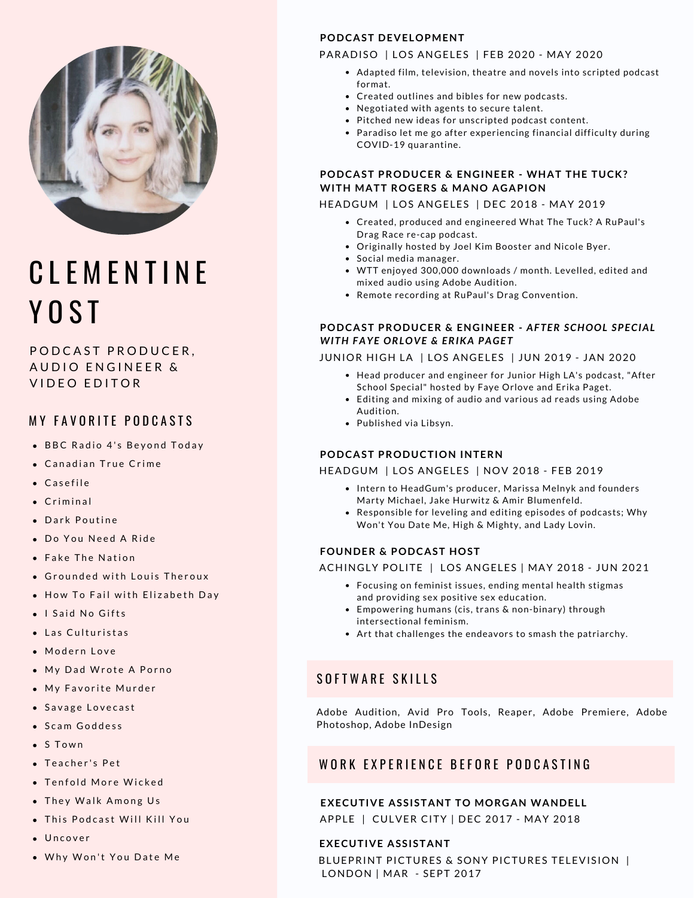# CLEMENTINE YOST

PODCAST PRODUCER, AUDIO ENGINEER & VIDEO EDITOR

## MY FAVORITE PODCASTS

- BBC Radio 4's Beyond Today
- Canadian True Crime
- Casefile
- Criminal
- Dark Poutine
- Do You Need A Ride
- Fake The Nation
- Grounded with Louis Theroux
- How To Fail with Elizabeth Day
- I Said No Gifts
- Las Culturistas
- Modern Love
- My Dad Wrote A Porno
- My Favorite Murder
- Savage Lovecast
- Scam Goddess
- S Town
- Teacher's Pet
- Tenfold More Wicked
- They Walk Among Us
- This Podcast Will Kill You
- Uncover
- Why Won't You Date Me

### PODCAST DEVELOPMENT

PARADISO | LOS ANGELES | FEB 2020 - MAY 2020

- Adapted film, television, theatre and novels into scripted podcast format.
- Created outlines and bibles for new podcasts.
- Negotiated with agents to secure talent.
- Pitched new ideas for unscripted podcast content.
- Paradiso let me go after experiencing financial difficulty during COVID-19 quarantine.

### PODCAST PRODUCER & ENGINEER - WHAT THE TUCK? WITH MATT ROGERS & MANO AGAPION

HEADGUM | LOS ANGELES | DEC 2018 - MAY 2019

- Created, produced and engineered What The Tuck? A RuPaul's Drag Race re-cap podcast.
- Originally hosted by Joel Kim Booster and Nicole Byer.
- Social media manager.
- WTT enjoyed 300,000 downloads / month. Levelled, edited and mixed audio using Adobe Audition.
- Remote recording at RuPaul's Drag Convention.

### PODCAST PRODUCER & ENGINEER - *AFTER SCHOOL SPECIAL WITH FAYE ORLOVE & ERIKA PAGET*

JUNIOR HIGH LA | LOS ANGELES | JUN 2019 - JAN 2020

- Head producer and engineer for Junior High LA's podcast, "After School Special" hosted by Faye Orlove and Erika Paget.
- Editing and mixing of audio and various ad reads using Adobe Audition.
- Published via Libsyn.

### PODCAST PRODUCTION INTERN

HEADGUM | LOS ANGELES | NOV 2018 - FEB 2019

- Intern to HeadGum's producer, Marissa Melnyk and founders Marty Michael, Jake Hurwitz & Amir Blumenfeld.
- Responsible for leveling and editing episodes of podcasts; Why Won't You Date Me, High & Mighty, and Lady Lovin.

### FOUNDER & PODCAST HOST

ACHINGLY POLITE | LOS ANGELES | MAY 2018 - JUN 2021

- Focusing on feminist issues, ending mental health stigmas and providing sex positive sex education.
- Empowering humans (cis, trans & non-binary) through intersectional feminism.
- Art that challenges the endeavors to smash the patriarchy.

## SOFTWARE SKILLS

Adobe Audition, Avid Pro Tools, Reaper, Adobe Premiere, Adobe Photoshop, Adobe InDesign

## WORK EXPERIENCE BEFORE PODCASTING

### EXECUTIVE ASSISTANT TO MORGAN WANDELL

APPLE | CULVER CITY | DEC 2017 - MAY 2018

### EXECUTIVE ASSISTANT

BLUEPRINT PICTURES & SONY PICTURES TELEVISION | LONDON | MAR - SEPT 2017